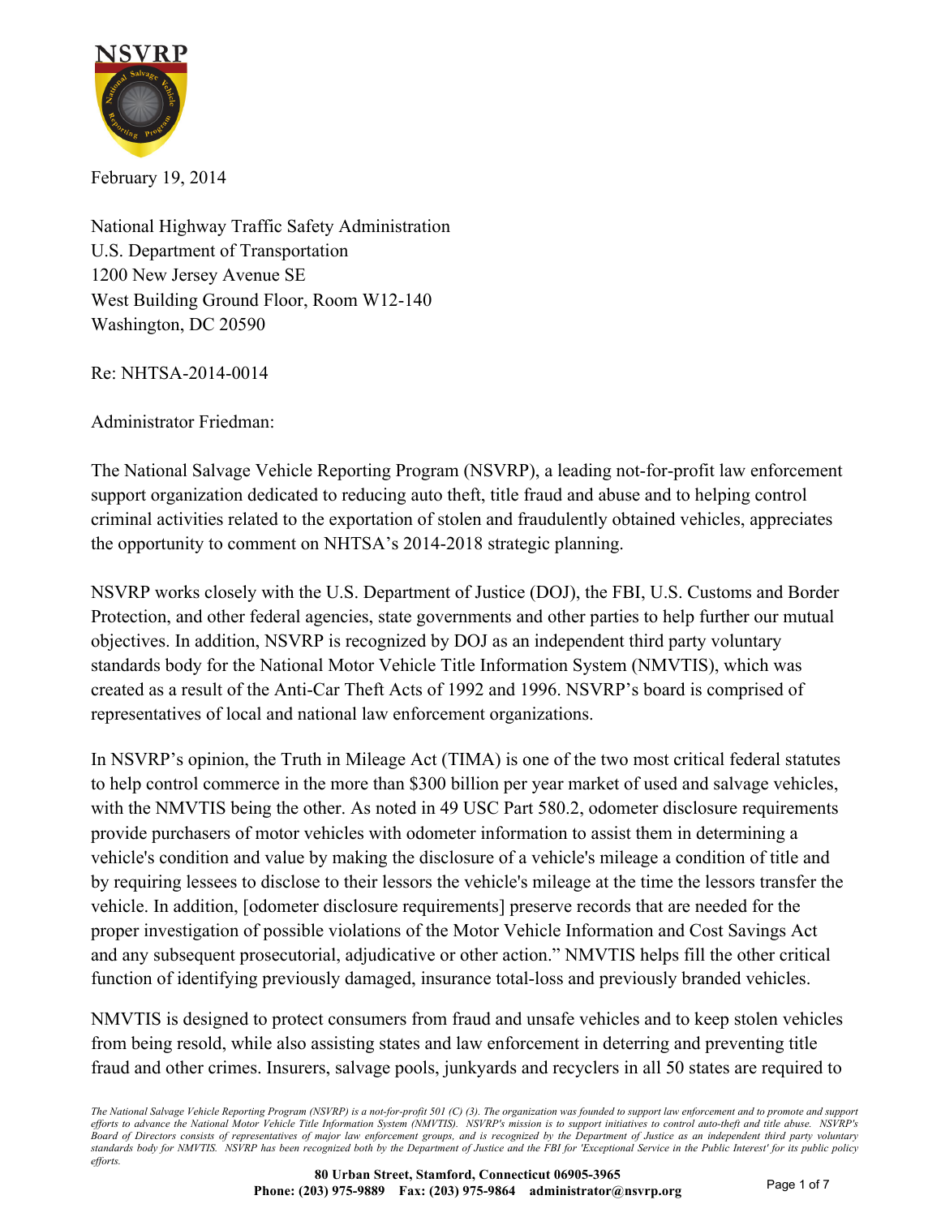February 19, 2014

National Highway Traffic Safety Administration
U.S. Department of Transportation
1200 New Jersey Avenue SE
West Building Ground Floor, Room W12-140
Washington, DC 20590

Re: NHTSA-2014-0014

Administrator Friedman:

The National Salvage Vehicle Reporting Program (NSVRP), a leading not-for-profit law enforcement support organization dedicated to reducing auto theft, title fraud and abuse and to helping control criminal activities related to the exportation of stolen and fraudulently obtained vehicles, appreciates the opportunity to comment on NHTSA's 2014-2018 strategic planning.

NSVRP works closely with the U.S. Department of Justice (DOJ), the FBI, U.S. Customs and Border Protection, and other federal agencies, state governments and other parties to help further our mutual objectives. In addition, NSVRP is recognized by DOJ as an independent third party voluntary standards body for the National Motor Vehicle Title Information System (NMVTIS), which was created as a result of the Anti-Car Theft Acts of 1992 and 1996. NSVRP's board is comprised of representatives of local and national law enforcement organizations.

In NSVRP's opinion, the Truth in Mileage Act (TIMA) is one of the two most critical federal statutes to help control commerce in the more than $300 billion per year market of used and salvage vehicles, with the NMVTIS being the other. As noted in 49 USC Part 580.2, odometer disclosure requirements provide purchasers of motor vehicles with odometer information to assist them in determining a vehicle's condition and value by making the disclosure of a vehicle's mileage a condition of title and by requiring lessees to disclose to their lessors the vehicle's mileage at the time the lessors transfer the vehicle. In addition, [odometer disclosure requirements] preserve records that are needed for the proper investigation of possible violations of the Motor Vehicle Information and Cost Savings Act and any subsequent prosecutorial, adjudicative or other action." NMVTIS helps fill the other critical function of identifying previously damaged, insurance total-loss and previously branded vehicles.

NMVTIS is designed to protect consumers from fraud and unsafe vehicles and to keep stolen vehicles from being resold, while also assisting states and law enforcement in deterring and preventing title fraud and other crimes. Insurers, salvage pools, junkyards and recyclers in all 50 states are required to

*The National Salvage Vehicle Reporting Program (NSVRP) is a not-for-profit 501 (C) (3). The organization was founded to support law enforcement and to promote and support efforts to advance the National Motor Vehicle Title Information System (NMVTIS). NSVRP's mission is to support initiatives to control auto-theft and title abuse. NSVRP's Board of Directors consists of representatives of major law enforcement groups, and is recognized by the Department of Justice as an independent third party voluntary standards body for NMVTIS. NSVRP has been recognized both by the Department of Justice and the FBI for 'Exceptional Service in the Public Interest' for its public policy efforts.*

**80 Urban Street, Stamford, Connecticut 06905-3965**
**Phone: (203) 975-9889 Fax: (203) 975-9864 administrator@nsvrp.org**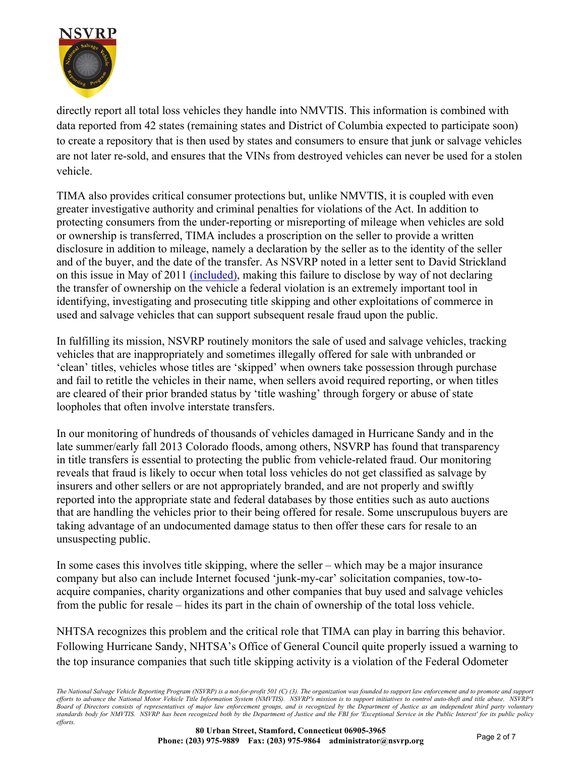directly report all total loss vehicles they handle into NMVTIS. This information is combined with data reported from 42 states (remaining states and District of Columbia expected to participate soon) to create a repository that is then used by states and consumers to ensure that junk or salvage vehicles are not later re-sold, and ensures that the VINs from destroyed vehicles can never be used for a stolen vehicle.

TIMA also provides critical consumer protections but, unlike NMVTIS, it is coupled with even greater investigative authority and criminal penalties for violations of the Act. In addition to protecting consumers from the under-reporting or misreporting of mileage when vehicles are sold or ownership is transferred, TIMA includes a proscription on the seller to provide a written disclosure in addition to mileage, namely a declaration by the seller as to the identity of the seller and of the buyer, and the date of the transfer. As NSVRP noted in a letter sent to David Strickland on this issue in May of 2011 (included), making this failure to disclose by way of not declaring the transfer of ownership on the vehicle a federal violation is an extremely important tool in identifying, investigating and prosecuting title skipping and other exploitations of commerce in used and salvage vehicles that can support subsequent resale fraud upon the public.

In fulfilling its mission, NSVRP routinely monitors the sale of used and salvage vehicles, tracking vehicles that are inappropriately and sometimes illegally offered for sale with unbranded or 'clean' titles, vehicles whose titles are 'skipped' when owners take possession through purchase and fail to retitle the vehicles in their name, when sellers avoid required reporting, or when titles are cleared of their prior branded status by 'title washing' through forgery or abuse of state loopholes that often involve interstate transfers.

In our monitoring of hundreds of thousands of vehicles damaged in Hurricane Sandy and in the late summer/early fall 2013 Colorado floods, among others, NSVRP has found that transparency in title transfers is essential to protecting the public from vehicle-related fraud. Our monitoring reveals that fraud is likely to occur when total loss vehicles do not get classified as salvage by insurers and other sellers or are not appropriately branded, and are not properly and swiftly reported into the appropriate state and federal databases by those entities such as auto auctions that are handling the vehicles prior to their being offered for resale. Some unscrupulous buyers are taking advantage of an undocumented damage status to then offer these cars for resale to an unsuspecting public.

In some cases this involves title skipping, where the seller – which may be a major insurance company but also can include Internet focused 'junk-my-car' solicitation companies, tow-to-acquire companies, charity organizations and other companies that buy used and salvage vehicles from the public for resale – hides its part in the chain of ownership of the total loss vehicle.

NHTSA recognizes this problem and the critical role that TIMA can play in barring this behavior. Following Hurricane Sandy, NHTSA's Office of General Council quite properly issued a warning to the top insurance companies that such title skipping activity is a violation of the Federal Odometer

*The National Salvage Vehicle Reporting Program (NSVRP) is a not-for-profit 501 (C) (3). The organization was founded to support law enforcement and to promote and support efforts to advance the National Motor Vehicle Title Information System (NMVTIS). NSVRP's mission is to support initiatives to control auto-theft and title abuse. NSVRP's Board of Directors consists of representatives of major law enforcement groups, and is recognized by the Department of Justice as an independent third party voluntary standards body for NMVTIS. NSVRP has been recognized both by the Department of Justice and the FBI for 'Exceptional Service in the Public Interest' for its public policy efforts.*

**80 Urban Street, Stamford, Connecticut 06905-3965**
**Phone: (203) 975-9889 Fax: (203) 975-9864 administrator@nsvrp.org**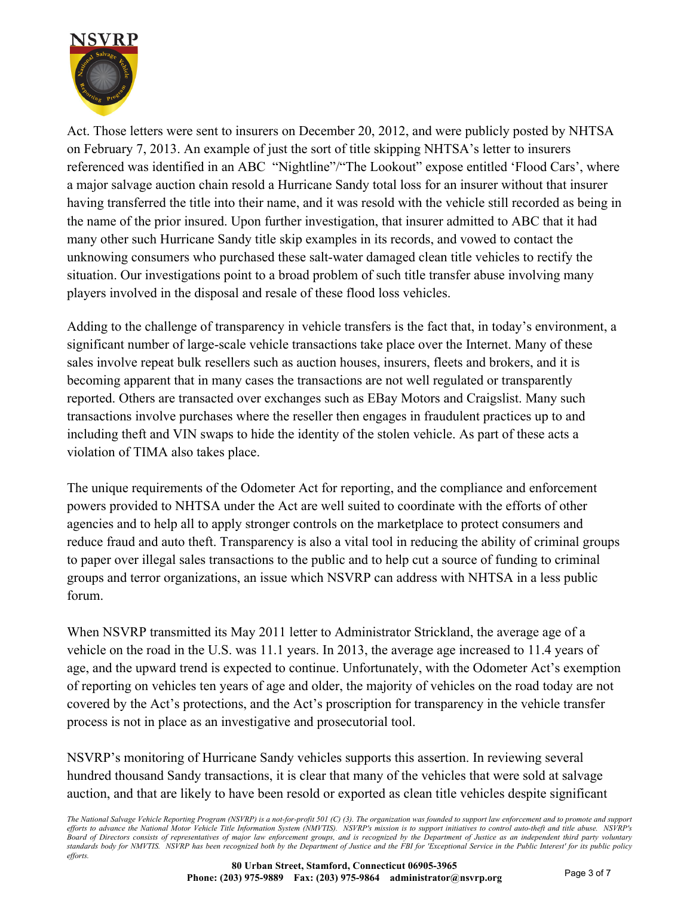Act. Those letters were sent to insurers on December 20, 2012, and were publicly posted by NHTSA on February 7, 2013. An example of just the sort of title skipping NHTSA's letter to insurers referenced was identified in an ABC "Nightline"/"The Lookout" expose entitled 'Flood Cars', where a major salvage auction chain resold a Hurricane Sandy total loss for an insurer without that insurer having transferred the title into their name, and it was resold with the vehicle still recorded as being in the name of the prior insured. Upon further investigation, that insurer admitted to ABC that it had many other such Hurricane Sandy title skip examples in its records, and vowed to contact the unknowing consumers who purchased these salt-water damaged clean title vehicles to rectify the situation. Our investigations point to a broad problem of such title transfer abuse involving many players involved in the disposal and resale of these flood loss vehicles.

Adding to the challenge of transparency in vehicle transfers is the fact that, in today's environment, a significant number of large-scale vehicle transactions take place over the Internet. Many of these sales involve repeat bulk resellers such as auction houses, insurers, fleets and brokers, and it is becoming apparent that in many cases the transactions are not well regulated or transparently reported. Others are transacted over exchanges such as EBay Motors and Craigslist. Many such transactions involve purchases where the reseller then engages in fraudulent practices up to and including theft and VIN swaps to hide the identity of the stolen vehicle. As part of these acts a violation of TIMA also takes place.

The unique requirements of the Odometer Act for reporting, and the compliance and enforcement powers provided to NHTSA under the Act are well suited to coordinate with the efforts of other agencies and to help all to apply stronger controls on the marketplace to protect consumers and reduce fraud and auto theft. Transparency is also a vital tool in reducing the ability of criminal groups to paper over illegal sales transactions to the public and to help cut a source of funding to criminal groups and terror organizations, an issue which NSVRP can address with NHTSA in a less public forum.

When NSVRP transmitted its May 2011 letter to Administrator Strickland, the average age of a vehicle on the road in the U.S. was 11.1 years. In 2013, the average age increased to 11.4 years of age, and the upward trend is expected to continue. Unfortunately, with the Odometer Act's exemption of reporting on vehicles ten years of age and older, the majority of vehicles on the road today are not covered by the Act's protections, and the Act's proscription for transparency in the vehicle transfer process is not in place as an investigative and prosecutorial tool.

NSVRP's monitoring of Hurricane Sandy vehicles supports this assertion. In reviewing several hundred thousand Sandy transactions, it is clear that many of the vehicles that were sold at salvage auction, and that are likely to have been resold or exported as clean title vehicles despite significant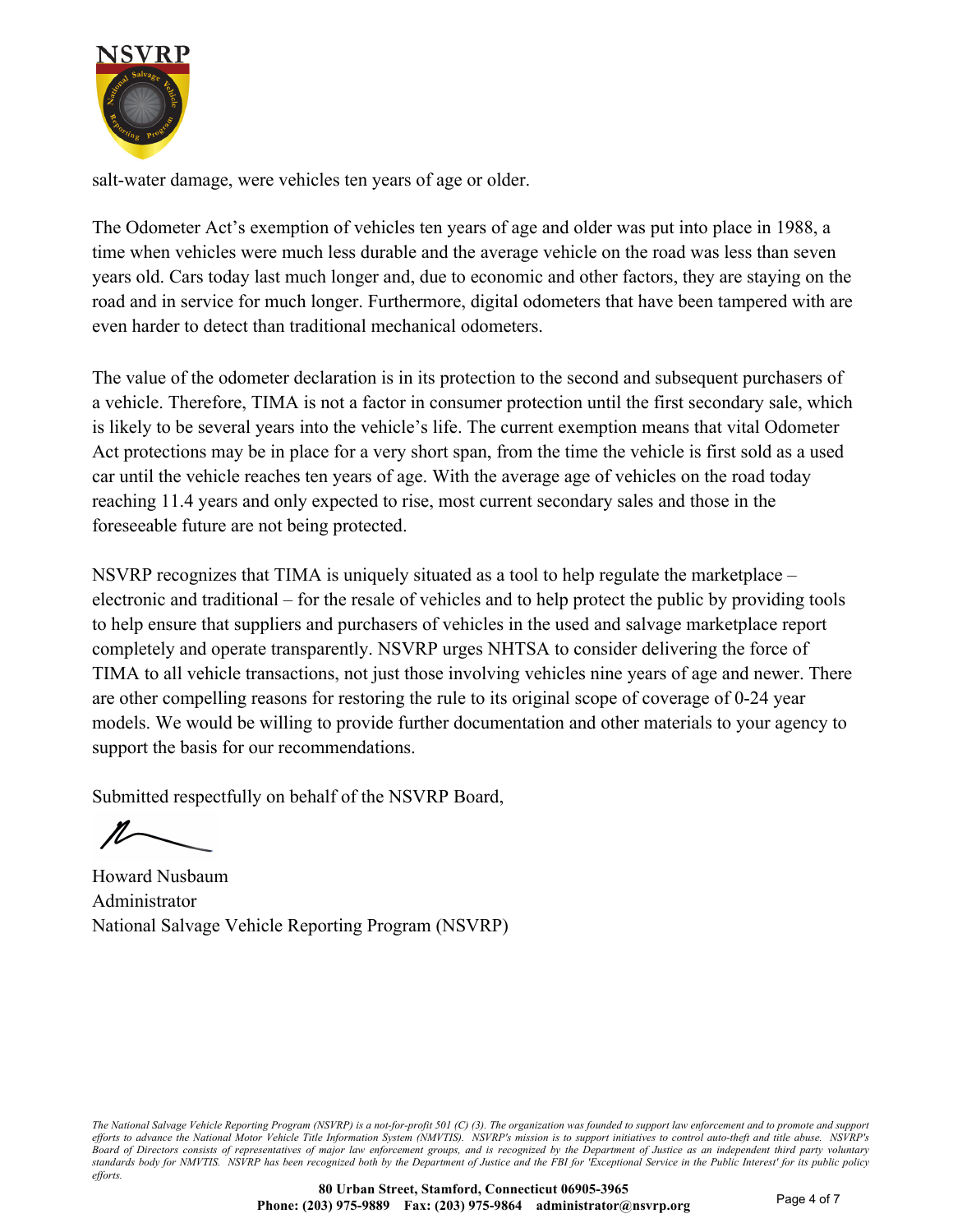salt-water damage, were vehicles ten years of age or older.

The Odometer Act's exemption of vehicles ten years of age and older was put into place in 1988, a time when vehicles were much less durable and the average vehicle on the road was less than seven years old. Cars today last much longer and, due to economic and other factors, they are staying on the road and in service for much longer. Furthermore, digital odometers that have been tampered with are even harder to detect than traditional mechanical odometers.

The value of the odometer declaration is in its protection to the second and subsequent purchasers of a vehicle. Therefore, TIMA is not a factor in consumer protection until the first secondary sale, which is likely to be several years into the vehicle's life. The current exemption means that vital Odometer Act protections may be in place for a very short span, from the time the vehicle is first sold as a used car until the vehicle reaches ten years of age. With the average age of vehicles on the road today reaching 11.4 years and only expected to rise, most current secondary sales and those in the foreseeable future are not being protected.

NSVRP recognizes that TIMA is uniquely situated as a tool to help regulate the marketplace – electronic and traditional – for the resale of vehicles and to help protect the public by providing tools to help ensure that suppliers and purchasers of vehicles in the used and salvage marketplace report completely and operate transparently. NSVRP urges NHTSA to consider delivering the force of TIMA to all vehicle transactions, not just those involving vehicles nine years of age and newer. There are other compelling reasons for restoring the rule to its original scope of coverage of 0-24 year models. We would be willing to provide further documentation and other materials to your agency to support the basis for our recommendations.

Submitted respectfully on behalf of the NSVRP Board,

Howard Nusbaum
Administrator
National Salvage Vehicle Reporting Program (NSVRP)

*The National Salvage Vehicle Reporting Program (NSVRP) is a not-for-profit 501 (C) (3). The organization was founded to support law enforcement and to promote and support efforts to advance the National Motor Vehicle Title Information System (NMVTIS). NSVRP's mission is to support initiatives to control auto-theft and title abuse. NSVRP's Board of Directors consists of representatives of major law enforcement groups, and is recognized by the Department of Justice as an independent third party voluntary standards body for NMVTIS. NSVRP has been recognized both by the Department of Justice and the FBI for 'Exceptional Service in the Public Interest' for its public policy efforts.*

**80 Urban Street, Stamford, Connecticut 06905-3965**
**Phone: (203) 975-9889 Fax: (203) 975-9864 administrator@nsvrp.org**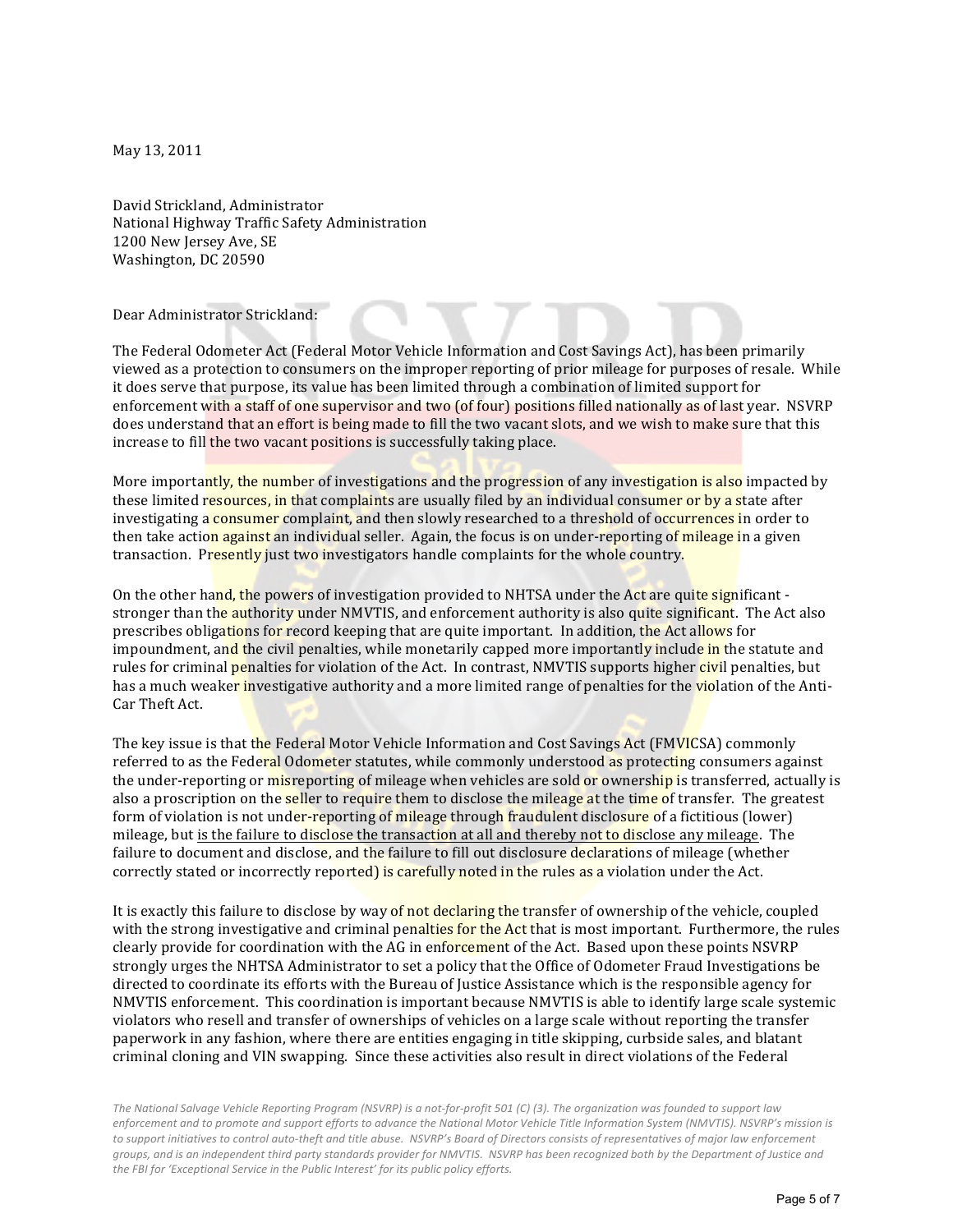May 13, 2011

David Strickland, Administrator
National Highway Traffic Safety Administration
1200 New Jersey Ave, SE
Washington, DC 20590

Dear Administrator Strickland:

The Federal Odometer Act (Federal Motor Vehicle Information and Cost Savings Act), has been primarily viewed as a protection to consumers on the improper reporting of prior mileage for purposes of resale. While it does serve that purpose, its value has been limited through a combination of limited support for enforcement with a staff of one supervisor and two (of four) positions filled nationally as of last year. NSVRP does understand that an effort is being made to fill the two vacant slots, and we wish to make sure that this increase to fill the two vacant positions is successfully taking place.

More importantly, the number of investigations and the progression of any investigation is also impacted by these limited resources, in that complaints are usually filed by an individual consumer or by a state after investigating a consumer complaint, and then slowly researched to a threshold of occurrences in order to then take action against an individual seller. Again, the focus is on under-reporting of mileage in a given transaction. Presently just two investigators handle complaints for the whole country.

On the other hand, the powers of investigation provided to NHTSA under the Act are quite significant - stronger than the authority under NMVTIS, and enforcement authority is also quite significant. The Act also prescribes obligations for record keeping that are quite important. In addition, the Act allows for impoundment, and the civil penalties, while monetarily capped more importantly include in the statute and rules for criminal penalties for violation of the Act. In contrast, NMVTIS supports higher civil penalties, but has a much weaker investigative authority and a more limited range of penalties for the violation of the Anti-Car Theft Act.

The key issue is that the Federal Motor Vehicle Information and Cost Savings Act (FMVICSA) commonly referred to as the Federal Odometer statutes, while commonly understood as protecting consumers against the under-reporting or misreporting of mileage when vehicles are sold or ownership is transferred, actually is also a proscription on the seller to require them to disclose the mileage at the time of transfer. The greatest form of violation is not under-reporting of mileage through fraudulent disclosure of a fictitious (lower) mileage, but <u>is the failure to disclose the transaction at all and thereby not to disclose any mileage</u>. The failure to document and disclose, and the failure to fill out disclosure declarations of mileage (whether correctly stated or incorrectly reported) is carefully noted in the rules as a violation under the Act.

It is exactly this failure to disclose by way of not declaring the transfer of ownership of the vehicle, coupled with the strong investigative and criminal penalties for the Act that is most important. Furthermore, the rules clearly provide for coordination with the AG in enforcement of the Act. Based upon these points NSVRP strongly urges the NHTSA Administrator to set a policy that the Office of Odometer Fraud Investigations be directed to coordinate its efforts with the Bureau of Justice Assistance which is the responsible agency for NMVTIS enforcement. This coordination is important because NMVTIS is able to identify large scale systemic violators who resell and transfer of ownerships of vehicles on a large scale without reporting the transfer paperwork in any fashion, where there are entities engaging in title skipping, curbside sales, and blatant criminal cloning and VIN swapping. Since these activities also result in direct violations of the Federal

*The National Salvage Vehicle Reporting Program (NSVRP) is a not-for-profit 501 (C) (3). The organization was founded to support law enforcement and to promote and support efforts to advance the National Motor Vehicle Title Information System (NMVTIS). NSVRP's mission is to support initiatives to control auto-theft and title abuse. NSVRP's Board of Directors consists of representatives of major law enforcement groups, and is an independent third party standards provider for NMVTIS. NSVRP has been recognized both by the Department of Justice and the FBI for 'Exceptional Service in the Public Interest' for its public policy efforts.*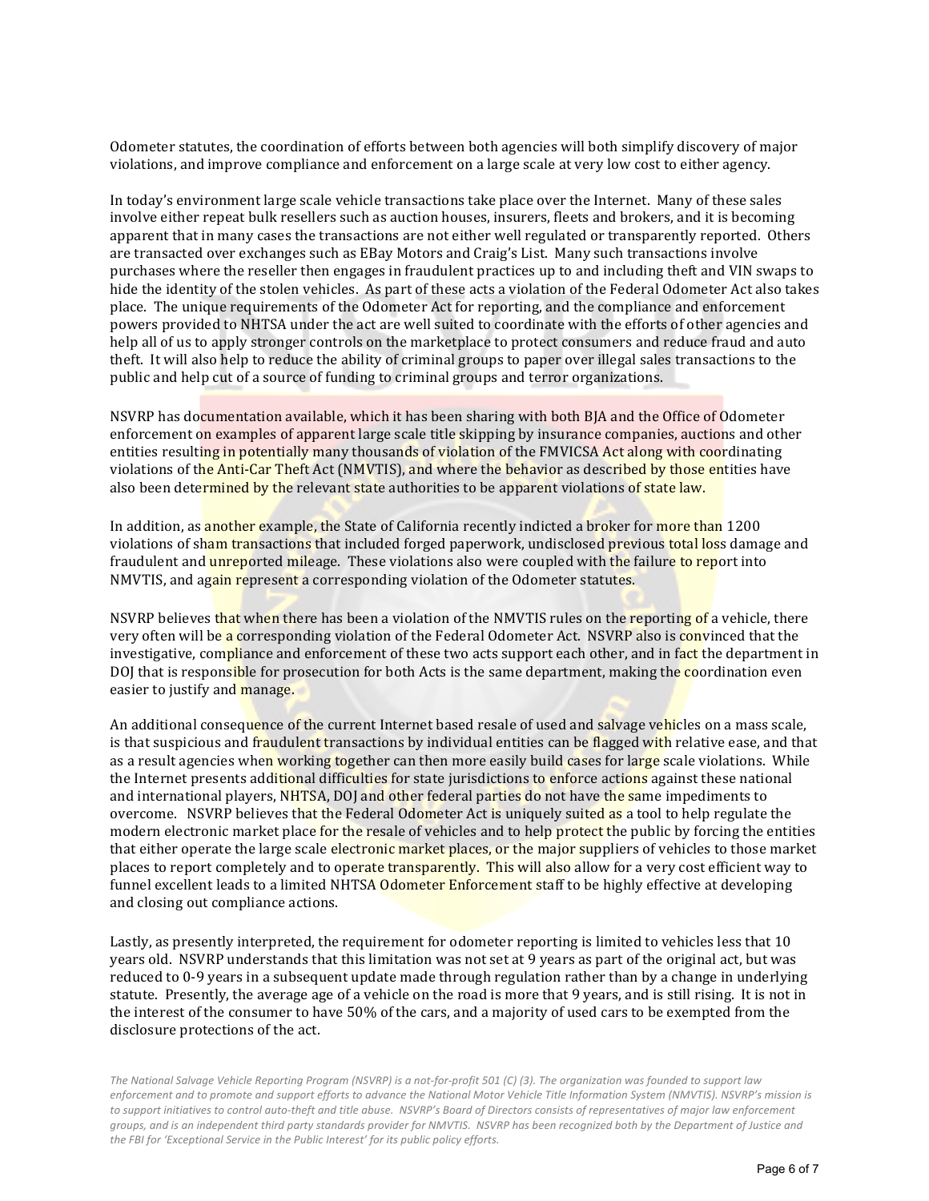Odometer statutes, the coordination of efforts between both agencies will both simplify discovery of major violations, and improve compliance and enforcement on a large scale at very low cost to either agency.

In today's environment large scale vehicle transactions take place over the Internet. Many of these sales involve either repeat bulk resellers such as auction houses, insurers, fleets and brokers, and it is becoming apparent that in many cases the transactions are not either well regulated or transparently reported. Others are transacted over exchanges such as EBay Motors and Craig's List. Many such transactions involve purchases where the reseller then engages in fraudulent practices up to and including theft and VIN swaps to hide the identity of the stolen vehicles. As part of these acts a violation of the Federal Odometer Act also takes place. The unique requirements of the Odometer Act for reporting, and the compliance and enforcement powers provided to NHTSA under the act are well suited to coordinate with the efforts of other agencies and help all of us to apply stronger controls on the marketplace to protect consumers and reduce fraud and auto theft. It will also help to reduce the ability of criminal groups to paper over illegal sales transactions to the public and help cut of a source of funding to criminal groups and terror organizations.

NSVRP has documentation available, which it has been sharing with both BJA and the Office of Odometer enforcement on examples of apparent large scale title skipping by insurance companies, auctions and other entities resulting in potentially many thousands of violation of the FMVICSA Act along with coordinating violations of the Anti-Car Theft Act (NMVTIS), and where the behavior as described by those entities have also been determined by the relevant state authorities to be apparent violations of state law.

In addition, as another example, the State of California recently indicted a broker for more than 1200 violations of sham transactions that included forged paperwork, undisclosed previous total loss damage and fraudulent and unreported mileage. These violations also were coupled with the failure to report into NMVTIS, and again represent a corresponding violation of the Odometer statutes.

NSVRP believes that when there has been a violation of the NMVTIS rules on the reporting of a vehicle, there very often will be a corresponding violation of the Federal Odometer Act. NSVRP also is convinced that the investigative, compliance and enforcement of these two acts support each other, and in fact the department in DOJ that is responsible for prosecution for both Acts is the same department, making the coordination even easier to justify and manage.

An additional consequence of the current Internet based resale of used and salvage vehicles on a mass scale, is that suspicious and fraudulent transactions by individual entities can be flagged with relative ease, and that as a result agencies when working together can then more easily build cases for large scale violations. While the Internet presents additional difficulties for state jurisdictions to enforce actions against these national and international players, NHTSA, DOJ and other federal parties do not have the same impediments to overcome. NSVRP believes that the Federal Odometer Act is uniquely suited as a tool to help regulate the modern electronic market place for the resale of vehicles and to help protect the public by forcing the entities that either operate the large scale electronic market places, or the major suppliers of vehicles to those market places to report completely and to operate transparently. This will also allow for a very cost efficient way to funnel excellent leads to a limited NHTSA Odometer Enforcement staff to be highly effective at developing and closing out compliance actions.

Lastly, as presently interpreted, the requirement for odometer reporting is limited to vehicles less that 10 years old. NSVRP understands that this limitation was not set at 9 years as part of the original act, but was reduced to 0-9 years in a subsequent update made through regulation rather than by a change in underlying statute. Presently, the average age of a vehicle on the road is more that 9 years, and is still rising. It is not in the interest of the consumer to have 50% of the cars, and a majority of used cars to be exempted from the disclosure protections of the act.

*The National Salvage Vehicle Reporting Program (NSVRP) is a not-for-profit 501 (C) (3). The organization was founded to support law enforcement and to promote and support efforts to advance the National Motor Vehicle Title Information System (NMVTIS). NSVRP's mission is to support initiatives to control auto-theft and title abuse. NSVRP's Board of Directors consists of representatives of major law enforcement groups, and is an independent third party standards provider for NMVTIS. NSVRP has been recognized both by the Department of Justice and the FBI for 'Exceptional Service in the Public Interest' for its public policy efforts.*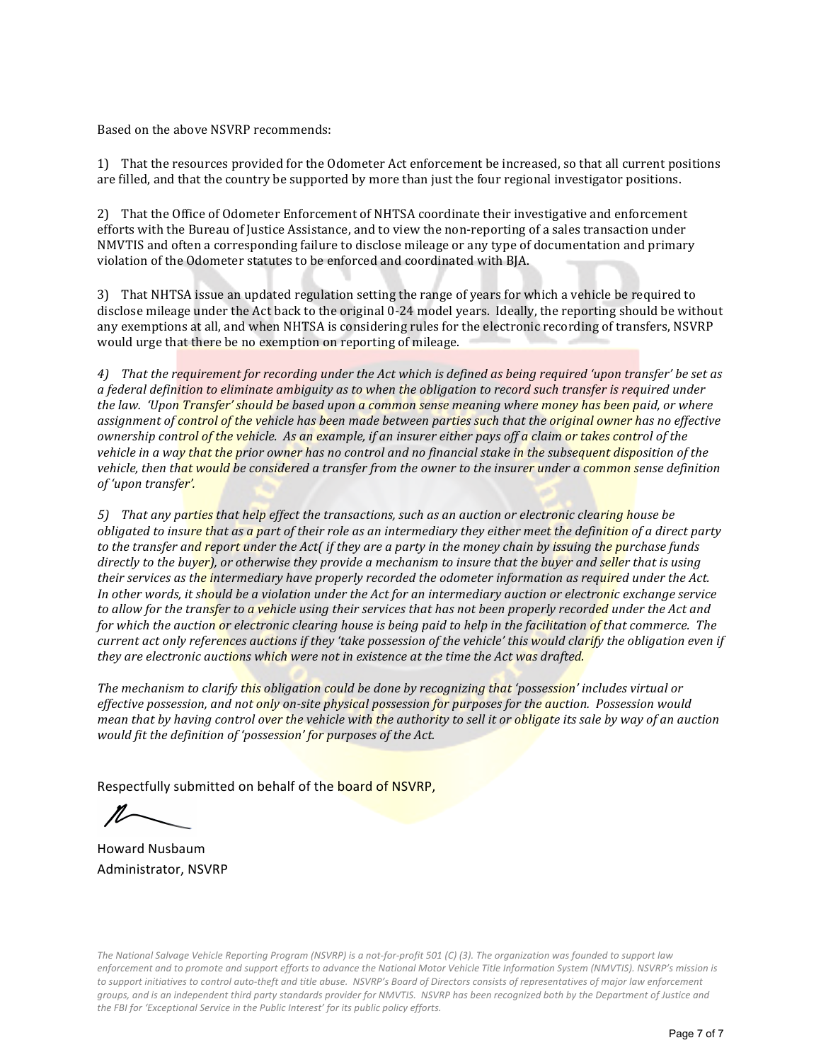Based on the above NSVRP recommends:

1) That the resources provided for the Odometer Act enforcement be increased, so that all current positions are filled, and that the country be supported by more than just the four regional investigator positions.

2) That the Office of Odometer Enforcement of NHTSA coordinate their investigative and enforcement efforts with the Bureau of Justice Assistance, and to view the non-reporting of a sales transaction under NMVTIS and often a corresponding failure to disclose mileage or any type of documentation and primary violation of the Odometer statutes to be enforced and coordinated with BJA.

3) That NHTSA issue an updated regulation setting the range of years for which a vehicle be required to disclose mileage under the Act back to the original 0-24 model years. Ideally, the reporting should be without any exemptions at all, and when NHTSA is considering rules for the electronic recording of transfers, NSVRP would urge that there be no exemption on reporting of mileage.

*4) That the requirement for recording under the Act which is defined as being required 'upon transfer' be set as a federal definition to eliminate ambiguity as to when the obligation to record such transfer is required under the law. 'Upon Transfer' should be based upon a common sense meaning where money has been paid, or where assignment of control of the vehicle has been made between parties such that the original owner has no effective ownership control of the vehicle. As an example, if an insurer either pays off a claim or takes control of the vehicle in a way that the prior owner has no control and no financial stake in the subsequent disposition of the vehicle, then that would be considered a transfer from the owner to the insurer under a common sense definition of 'upon transfer'.*

*5) That any parties that help effect the transactions, such as an auction or electronic clearing house be obligated to insure that as a part of their role as an intermediary they either meet the definition of a direct party to the transfer and report under the Act( if they are a party in the money chain by issuing the purchase funds directly to the buyer), or otherwise they provide a mechanism to insure that the buyer and seller that is using their services as the intermediary have properly recorded the odometer information as required under the Act. In other words, it should be a violation under the Act for an intermediary auction or electronic exchange service to allow for the transfer to a vehicle using their services that has not been properly recorded under the Act and for which the auction or electronic clearing house is being paid to help in the facilitation of that commerce. The current act only references auctions if they 'take possession of the vehicle' this would clarify the obligation even if they are electronic auctions which were not in existence at the time the Act was drafted.*

*The mechanism to clarify this obligation could be done by recognizing that 'possession' includes virtual or effective possession, and not only on-site physical possession for purposes for the auction. Possession would mean that by having control over the vehicle with the authority to sell it or obligate its sale by way of an auction would fit the definition of 'possession' for purposes of the Act.*

Respectfully submitted on behalf of the board of NSVRP,

Howard Nusbaum
Administrator, NSVRP

*The National Salvage Vehicle Reporting Program (NSVRP) is a not-for-profit 501 (C) (3). The organization was founded to support law enforcement and to promote and support efforts to advance the National Motor Vehicle Title Information System (NMVTIS). NSVRP's mission is to support initiatives to control auto-theft and title abuse. NSVRP's Board of Directors consists of representatives of major law enforcement groups, and is an independent third party standards provider for NMVTIS. NSVRP has been recognized both by the Department of Justice and the FBI for 'Exceptional Service in the Public Interest' for its public policy efforts.*